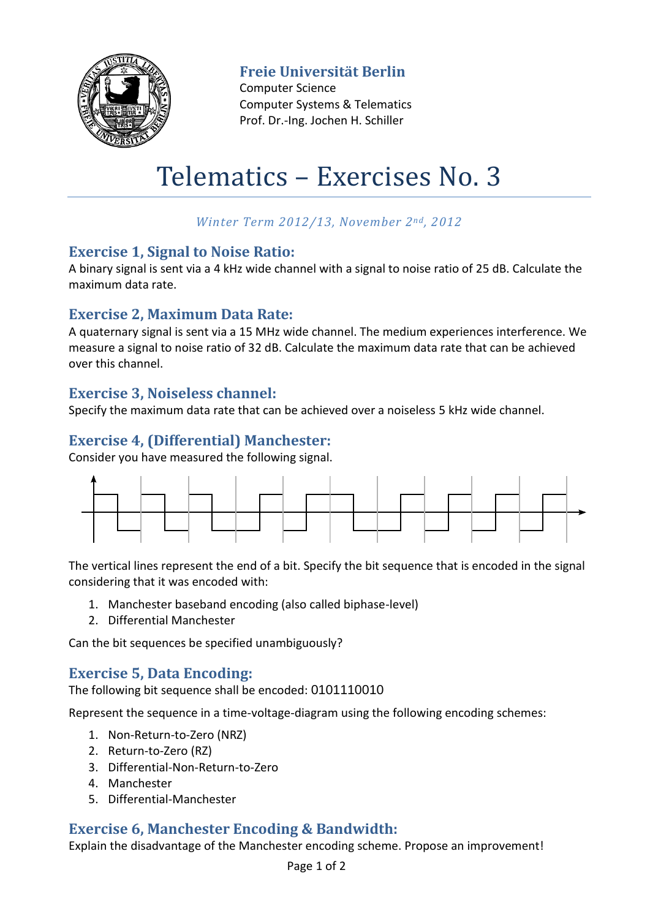Freie Universität Berlin
Computer Science
Computer Systems & Telematics
Prof. Dr.-Ing. Jochen H. Schiller

# Telematics – Exercises No. 3

*Winter Term 2012/13, November 2nd, 2012*

## Exercise 1, Signal to Noise Ratio:

A binary signal is sent via a 4 kHz wide channel with a signal to noise ratio of 25 dB. Calculate the maximum data rate.

## Exercise 2, Maximum Data Rate:

A quaternary signal is sent via a 15 MHz wide channel. The medium experiences interference. We measure a signal to noise ratio of 32 dB. Calculate the maximum data rate that can be achieved over this channel.

## Exercise 3, Noiseless channel:

Specify the maximum data rate that can be achieved over a noiseless 5 kHz wide channel.

## Exercise 4, (Differential) Manchester:

Consider you have measured the following signal.

The vertical lines represent the end of a bit. Specify the bit sequence that is encoded in the signal considering that it was encoded with:

1. Manchester baseband encoding (also called biphase-level)
2. Differential Manchester

Can the bit sequences be specified unambiguously?

## Exercise 5, Data Encoding:

The following bit sequence shall be encoded: 0101110010

Represent the sequence in a time-voltage-diagram using the following encoding schemes:

1. Non-Return-to-Zero (NRZ)
2. Return-to-Zero (RZ)
3. Differential-Non-Return-to-Zero
4. Manchester
5. Differential-Manchester

## Exercise 6, Manchester Encoding & Bandwidth:

Explain the disadvantage of the Manchester encoding scheme. Propose an improvement!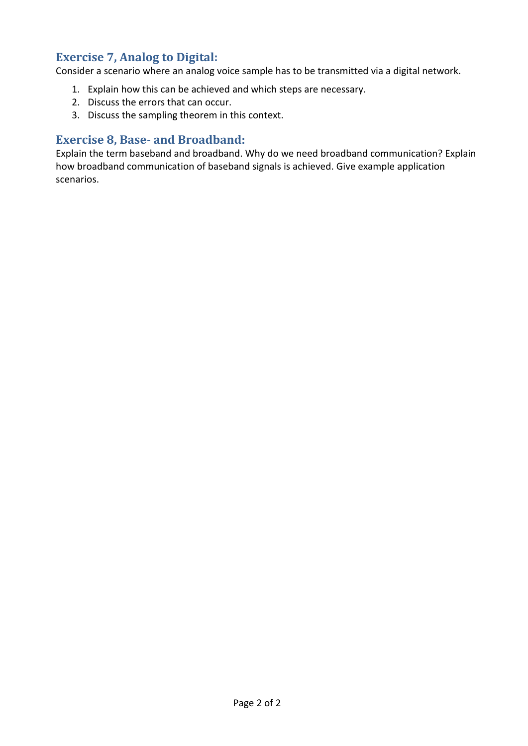## Exercise 7, Analog to Digital:

Consider a scenario where an analog voice sample has to be transmitted via a digital network.

1. Explain how this can be achieved and which steps are necessary.
2. Discuss the errors that can occur.
3. Discuss the sampling theorem in this context.

## Exercise 8, Base- and Broadband:

Explain the term baseband and broadband. Why do we need broadband communication? Explain how broadband communication of baseband signals is achieved. Give example application scenarios.